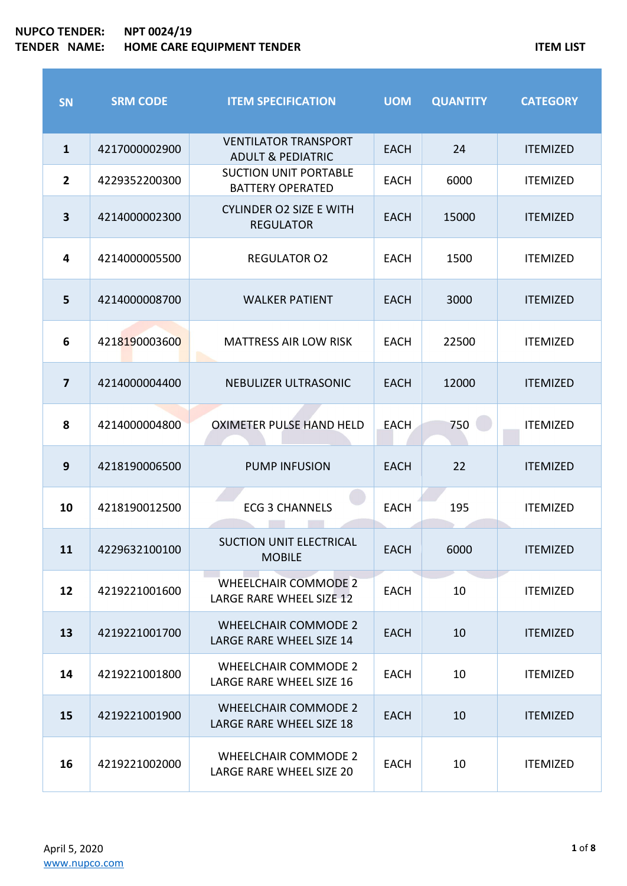**NUPCO TENDER:** NPT 0024/19
**TENDER NAME:** HOME CARE EQUIPMENT TENDER

**ITEM LIST**

| SN | SRM CODE | ITEM SPECIFICATION | UOM | QUANTITY | CATEGORY |
|---|---|---|---|---|---|
| 1 | 4217000002900 | VENTILATOR TRANSPORT ADULT & PEDIATRIC | EACH | 24 | ITEMIZED |
| 2 | 4229352200300 | SUCTION UNIT PORTABLE BATTERY OPERATED | EACH | 6000 | ITEMIZED |
| 3 | 4214000002300 | CYLINDER O2 SIZE E WITH REGULATOR | EACH | 15000 | ITEMIZED |
| 4 | 4214000005500 | REGULATOR O2 | EACH | 1500 | ITEMIZED |
| 5 | 4214000008700 | WALKER PATIENT | EACH | 3000 | ITEMIZED |
| 6 | 4218190003600 | MATTRESS AIR LOW RISK | EACH | 22500 | ITEMIZED |
| 7 | 4214000004400 | NEBULIZER ULTRASONIC | EACH | 12000 | ITEMIZED |
| 8 | 4214000004800 | OXIMETER PULSE HAND HELD | EACH | 750 | ITEMIZED |
| 9 | 4218190006500 | PUMP INFUSION | EACH | 22 | ITEMIZED |
| 10 | 4218190012500 | ECG 3 CHANNELS | EACH | 195 | ITEMIZED |
| 11 | 4229632100100 | SUCTION UNIT ELECTRICAL MOBILE | EACH | 6000 | ITEMIZED |
| 12 | 4219221001600 | WHEELCHAIR COMMODE 2 LARGE RARE WHEEL SIZE 12 | EACH | 10 | ITEMIZED |
| 13 | 4219221001700 | WHEELCHAIR COMMODE 2 LARGE RARE WHEEL SIZE 14 | EACH | 10 | ITEMIZED |
| 14 | 4219221001800 | WHEELCHAIR COMMODE 2 LARGE RARE WHEEL SIZE 16 | EACH | 10 | ITEMIZED |
| 15 | 4219221001900 | WHEELCHAIR COMMODE 2 LARGE RARE WHEEL SIZE 18 | EACH | 10 | ITEMIZED |
| 16 | 4219221002000 | WHEELCHAIR COMMODE 2 LARGE RARE WHEEL SIZE 20 | EACH | 10 | ITEMIZED |

April 5, 2020
www.nupco.com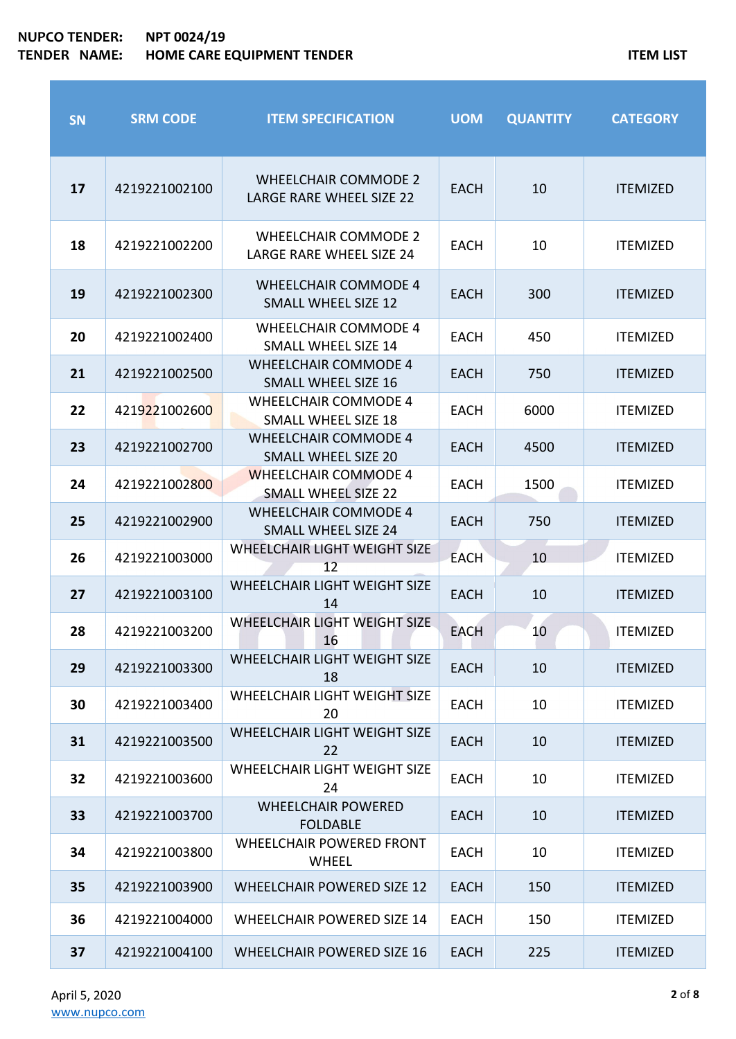NUPCO TENDER: NPT 0024/19
TENDER NAME: HOME CARE EQUIPMENT TENDER

ITEM LIST

| SN | SRM CODE | ITEM SPECIFICATION | UOM | QUANTITY | CATEGORY |
|---|---|---|---|---|---|
| 17 | 4219221002100 | WHEELCHAIR COMMODE 2 LARGE RARE WHEEL SIZE 22 | EACH | 10 | ITEMIZED |
| 18 | 4219221002200 | WHEELCHAIR COMMODE 2 LARGE RARE WHEEL SIZE 24 | EACH | 10 | ITEMIZED |
| 19 | 4219221002300 | WHEELCHAIR COMMODE 4 SMALL WHEEL SIZE 12 | EACH | 300 | ITEMIZED |
| 20 | 4219221002400 | WHEELCHAIR COMMODE 4 SMALL WHEEL SIZE 14 | EACH | 450 | ITEMIZED |
| 21 | 4219221002500 | WHEELCHAIR COMMODE 4 SMALL WHEEL SIZE 16 | EACH | 750 | ITEMIZED |
| 22 | 4219221002600 | WHEELCHAIR COMMODE 4 SMALL WHEEL SIZE 18 | EACH | 6000 | ITEMIZED |
| 23 | 4219221002700 | WHEELCHAIR COMMODE 4 SMALL WHEEL SIZE 20 | EACH | 4500 | ITEMIZED |
| 24 | 4219221002800 | WHEELCHAIR COMMODE 4 SMALL WHEEL SIZE 22 | EACH | 1500 | ITEMIZED |
| 25 | 4219221002900 | WHEELCHAIR COMMODE 4 SMALL WHEEL SIZE 24 | EACH | 750 | ITEMIZED |
| 26 | 4219221003000 | WHEELCHAIR LIGHT WEIGHT SIZE 12 | EACH | 10 | ITEMIZED |
| 27 | 4219221003100 | WHEELCHAIR LIGHT WEIGHT SIZE 14 | EACH | 10 | ITEMIZED |
| 28 | 4219221003200 | WHEELCHAIR LIGHT WEIGHT SIZE 16 | EACH | 10 | ITEMIZED |
| 29 | 4219221003300 | WHEELCHAIR LIGHT WEIGHT SIZE 18 | EACH | 10 | ITEMIZED |
| 30 | 4219221003400 | WHEELCHAIR LIGHT WEIGHT SIZE 20 | EACH | 10 | ITEMIZED |
| 31 | 4219221003500 | WHEELCHAIR LIGHT WEIGHT SIZE 22 | EACH | 10 | ITEMIZED |
| 32 | 4219221003600 | WHEELCHAIR LIGHT WEIGHT SIZE 24 | EACH | 10 | ITEMIZED |
| 33 | 4219221003700 | WHEELCHAIR POWERED FOLDABLE | EACH | 10 | ITEMIZED |
| 34 | 4219221003800 | WHEELCHAIR POWERED FRONT WHEEL | EACH | 10 | ITEMIZED |
| 35 | 4219221003900 | WHEELCHAIR POWERED SIZE 12 | EACH | 150 | ITEMIZED |
| 36 | 4219221004000 | WHEELCHAIR POWERED SIZE 14 | EACH | 150 | ITEMIZED |
| 37 | 4219221004100 | WHEELCHAIR POWERED SIZE 16 | EACH | 225 | ITEMIZED |

April 5, 2020
www.nupco.com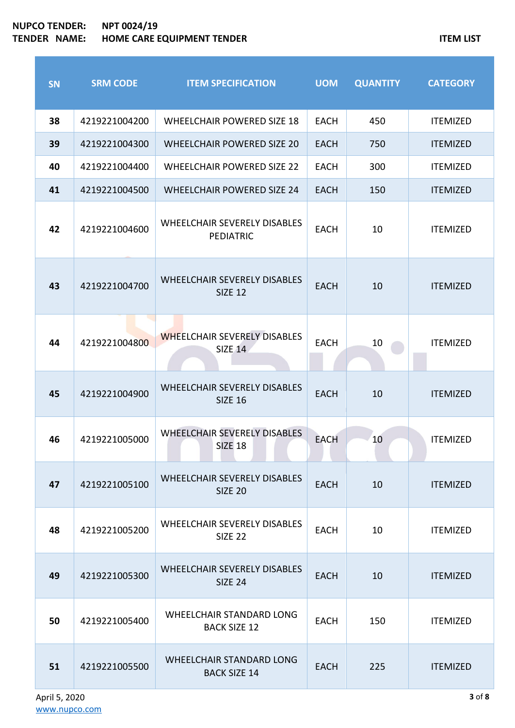| SN | SRM CODE | ITEM SPECIFICATION | UOM | QUANTITY | CATEGORY |
|---|---|---|---|---|---|
| 38 | 4219221004200 | WHEELCHAIR POWERED SIZE 18 | EACH | 450 | ITEMIZED |
| 39 | 4219221004300 | WHEELCHAIR POWERED SIZE 20 | EACH | 750 | ITEMIZED |
| 40 | 4219221004400 | WHEELCHAIR POWERED SIZE 22 | EACH | 300 | ITEMIZED |
| 41 | 4219221004500 | WHEELCHAIR POWERED SIZE 24 | EACH | 150 | ITEMIZED |
| 42 | 4219221004600 | WHEELCHAIR SEVERELY DISABLES PEDIATRIC | EACH | 10 | ITEMIZED |
| 43 | 4219221004700 | WHEELCHAIR SEVERELY DISABLES SIZE 12 | EACH | 10 | ITEMIZED |
| 44 | 4219221004800 | WHEELCHAIR SEVERELY DISABLES SIZE 14 | EACH | 10 | ITEMIZED |
| 45 | 4219221004900 | WHEELCHAIR SEVERELY DISABLES SIZE 16 | EACH | 10 | ITEMIZED |
| 46 | 4219221005000 | WHEELCHAIR SEVERELY DISABLES SIZE 18 | EACH | 10 | ITEMIZED |
| 47 | 4219221005100 | WHEELCHAIR SEVERELY DISABLES SIZE 20 | EACH | 10 | ITEMIZED |
| 48 | 4219221005200 | WHEELCHAIR SEVERELY DISABLES SIZE 22 | EACH | 10 | ITEMIZED |
| 49 | 4219221005300 | WHEELCHAIR SEVERELY DISABLES SIZE 24 | EACH | 10 | ITEMIZED |
| 50 | 4219221005400 | WHEELCHAIR STANDARD LONG BACK SIZE 12 | EACH | 150 | ITEMIZED |
| 51 | 4219221005500 | WHEELCHAIR STANDARD LONG BACK SIZE 14 | EACH | 225 | ITEMIZED |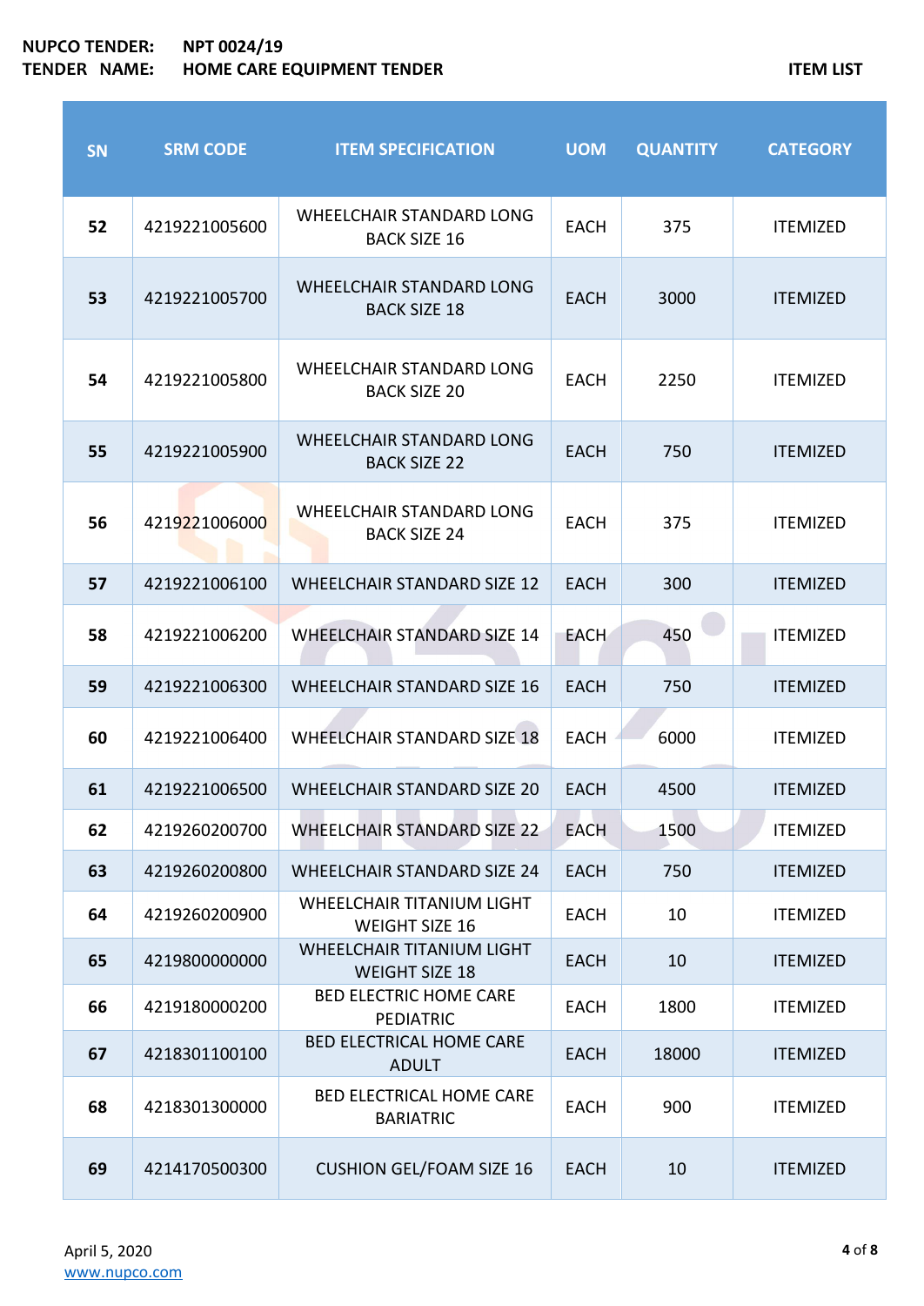**NUPCO TENDER:** NPT 0024/19
**TENDER NAME:** HOME CARE EQUIPMENT TENDER

**ITEM LIST**

| SN | SRM CODE | ITEM SPECIFICATION | UOM | QUANTITY | CATEGORY |
|---|---|---|---|---|---|
| 52 | 4219221005600 | WHEELCHAIR STANDARD LONG BACK SIZE 16 | EACH | 375 | ITEMIZED |
| 53 | 4219221005700 | WHEELCHAIR STANDARD LONG BACK SIZE 18 | EACH | 3000 | ITEMIZED |
| 54 | 4219221005800 | WHEELCHAIR STANDARD LONG BACK SIZE 20 | EACH | 2250 | ITEMIZED |
| 55 | 4219221005900 | WHEELCHAIR STANDARD LONG BACK SIZE 22 | EACH | 750 | ITEMIZED |
| 56 | 4219221006000 | WHEELCHAIR STANDARD LONG BACK SIZE 24 | EACH | 375 | ITEMIZED |
| 57 | 4219221006100 | WHEELCHAIR STANDARD SIZE 12 | EACH | 300 | ITEMIZED |
| 58 | 4219221006200 | WHEELCHAIR STANDARD SIZE 14 | EACH | 450 | ITEMIZED |
| 59 | 4219221006300 | WHEELCHAIR STANDARD SIZE 16 | EACH | 750 | ITEMIZED |
| 60 | 4219221006400 | WHEELCHAIR STANDARD SIZE 18 | EACH | 6000 | ITEMIZED |
| 61 | 4219221006500 | WHEELCHAIR STANDARD SIZE 20 | EACH | 4500 | ITEMIZED |
| 62 | 4219260200700 | WHEELCHAIR STANDARD SIZE 22 | EACH | 1500 | ITEMIZED |
| 63 | 4219260200800 | WHEELCHAIR STANDARD SIZE 24 | EACH | 750 | ITEMIZED |
| 64 | 4219260200900 | WHEELCHAIR TITANIUM LIGHT WEIGHT SIZE 16 | EACH | 10 | ITEMIZED |
| 65 | 4219800000000 | WHEELCHAIR TITANIUM LIGHT WEIGHT SIZE 18 | EACH | 10 | ITEMIZED |
| 66 | 4219180000200 | BED ELECTRIC HOME CARE PEDIATRIC | EACH | 1800 | ITEMIZED |
| 67 | 4218301100100 | BED ELECTRICAL HOME CARE ADULT | EACH | 18000 | ITEMIZED |
| 68 | 4218301300000 | BED ELECTRICAL HOME CARE BARIATRIC | EACH | 900 | ITEMIZED |
| 69 | 4214170500300 | CUSHION GEL/FOAM SIZE 16 | EACH | 10 | ITEMIZED |

April 5, 2020
www.nupco.com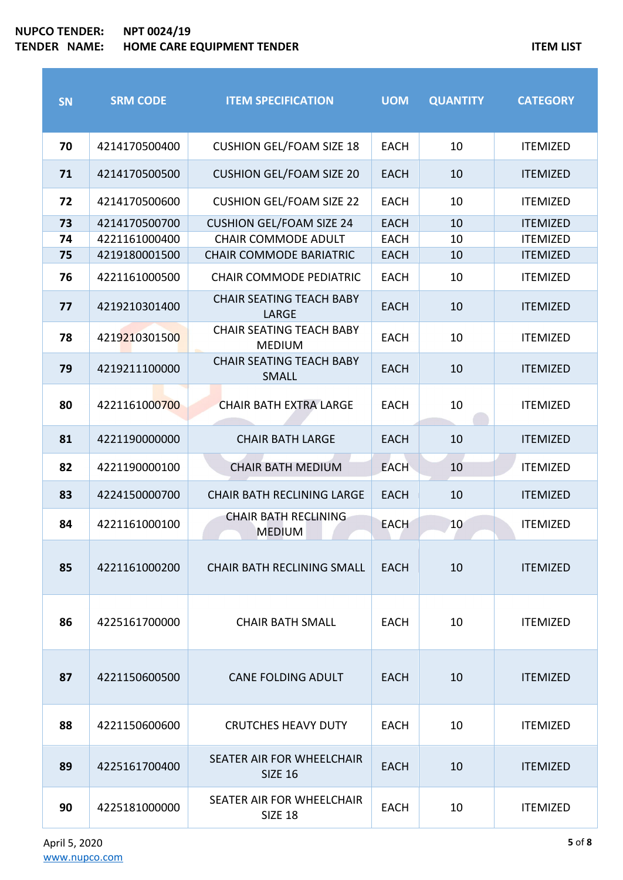**NUPCO TENDER:** NPT 0024/19
**TENDER NAME:** HOME CARE EQUIPMENT TENDER

**ITEM LIST**

| SN | SRM CODE | ITEM SPECIFICATION | UOM | QUANTITY | CATEGORY |
|---|---|---|---|---|---|
| 70 | 4214170500400 | CUSHION GEL/FOAM SIZE 18 | EACH | 10 | ITEMIZED |
| 71 | 4214170500500 | CUSHION GEL/FOAM SIZE 20 | EACH | 10 | ITEMIZED |
| 72 | 4214170500600 | CUSHION GEL/FOAM SIZE 22 | EACH | 10 | ITEMIZED |
| 73 | 4214170500700 | CUSHION GEL/FOAM SIZE 24 | EACH | 10 | ITEMIZED |
| 74 | 4221161000400 | CHAIR COMMODE ADULT | EACH | 10 | ITEMIZED |
| 75 | 4219180001500 | CHAIR COMMODE BARIATRIC | EACH | 10 | ITEMIZED |
| 76 | 4221161000500 | CHAIR COMMODE PEDIATRIC | EACH | 10 | ITEMIZED |
| 77 | 4219210301400 | CHAIR SEATING TEACH BABY LARGE | EACH | 10 | ITEMIZED |
| 78 | 4219210301500 | CHAIR SEATING TEACH BABY MEDIUM | EACH | 10 | ITEMIZED |
| 79 | 4219211100000 | CHAIR SEATING TEACH BABY SMALL | EACH | 10 | ITEMIZED |
| 80 | 4221161000700 | CHAIR BATH EXTRA LARGE | EACH | 10 | ITEMIZED |
| 81 | 4221190000000 | CHAIR BATH LARGE | EACH | 10 | ITEMIZED |
| 82 | 4221190000100 | CHAIR BATH MEDIUM | EACH | 10 | ITEMIZED |
| 83 | 4224150000700 | CHAIR BATH RECLINING LARGE | EACH | 10 | ITEMIZED |
| 84 | 4221161000100 | CHAIR BATH RECLINING MEDIUM | EACH | 10 | ITEMIZED |
| 85 | 4221161000200 | CHAIR BATH RECLINING SMALL | EACH | 10 | ITEMIZED |
| 86 | 4225161700000 | CHAIR BATH SMALL | EACH | 10 | ITEMIZED |
| 87 | 4221150600500 | CANE FOLDING ADULT | EACH | 10 | ITEMIZED |
| 88 | 4221150600600 | CRUTCHES HEAVY DUTY | EACH | 10 | ITEMIZED |
| 89 | 4225161700400 | SEATER AIR FOR WHEELCHAIR SIZE 16 | EACH | 10 | ITEMIZED |
| 90 | 4225181000000 | SEATER AIR FOR WHEELCHAIR SIZE 18 | EACH | 10 | ITEMIZED |

April 5, 2020
www.nupco.com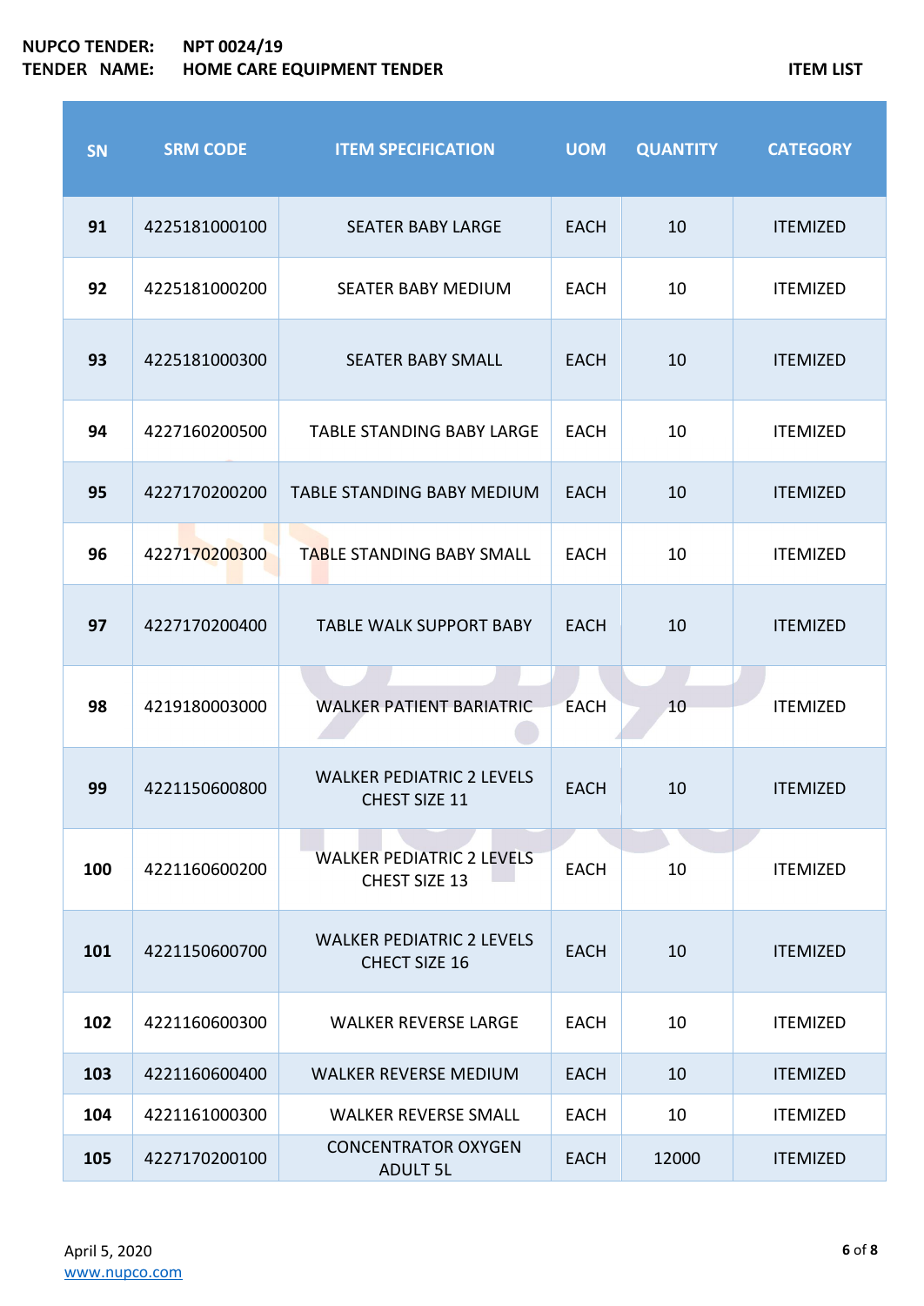NUPCO TENDER: NPT 0024/19
TENDER NAME: HOME CARE EQUIPMENT TENDER

ITEM LIST

| SN | SRM CODE | ITEM SPECIFICATION | UOM | QUANTITY | CATEGORY |
|---|---|---|---|---|---|
| 91 | 4225181000100 | SEATER BABY LARGE | EACH | 10 | ITEMIZED |
| 92 | 4225181000200 | SEATER BABY MEDIUM | EACH | 10 | ITEMIZED |
| 93 | 4225181000300 | SEATER BABY SMALL | EACH | 10 | ITEMIZED |
| 94 | 4227160200500 | TABLE STANDING BABY LARGE | EACH | 10 | ITEMIZED |
| 95 | 4227170200200 | TABLE STANDING BABY MEDIUM | EACH | 10 | ITEMIZED |
| 96 | 4227170200300 | TABLE STANDING BABY SMALL | EACH | 10 | ITEMIZED |
| 97 | 4227170200400 | TABLE WALK SUPPORT BABY | EACH | 10 | ITEMIZED |
| 98 | 4219180003000 | WALKER PATIENT BARIATRIC | EACH | 10 | ITEMIZED |
| 99 | 4221150600800 | WALKER PEDIATRIC 2 LEVELS CHEST SIZE 11 | EACH | 10 | ITEMIZED |
| 100 | 4221160600200 | WALKER PEDIATRIC 2 LEVELS CHEST SIZE 13 | EACH | 10 | ITEMIZED |
| 101 | 4221150600700 | WALKER PEDIATRIC 2 LEVELS CHECT SIZE 16 | EACH | 10 | ITEMIZED |
| 102 | 4221160600300 | WALKER REVERSE LARGE | EACH | 10 | ITEMIZED |
| 103 | 4221160600400 | WALKER REVERSE MEDIUM | EACH | 10 | ITEMIZED |
| 104 | 4221161000300 | WALKER REVERSE SMALL | EACH | 10 | ITEMIZED |
| 105 | 4227170200100 | CONCENTRATOR OXYGEN ADULT 5L | EACH | 12000 | ITEMIZED |

April 5, 2020
www.nupco.com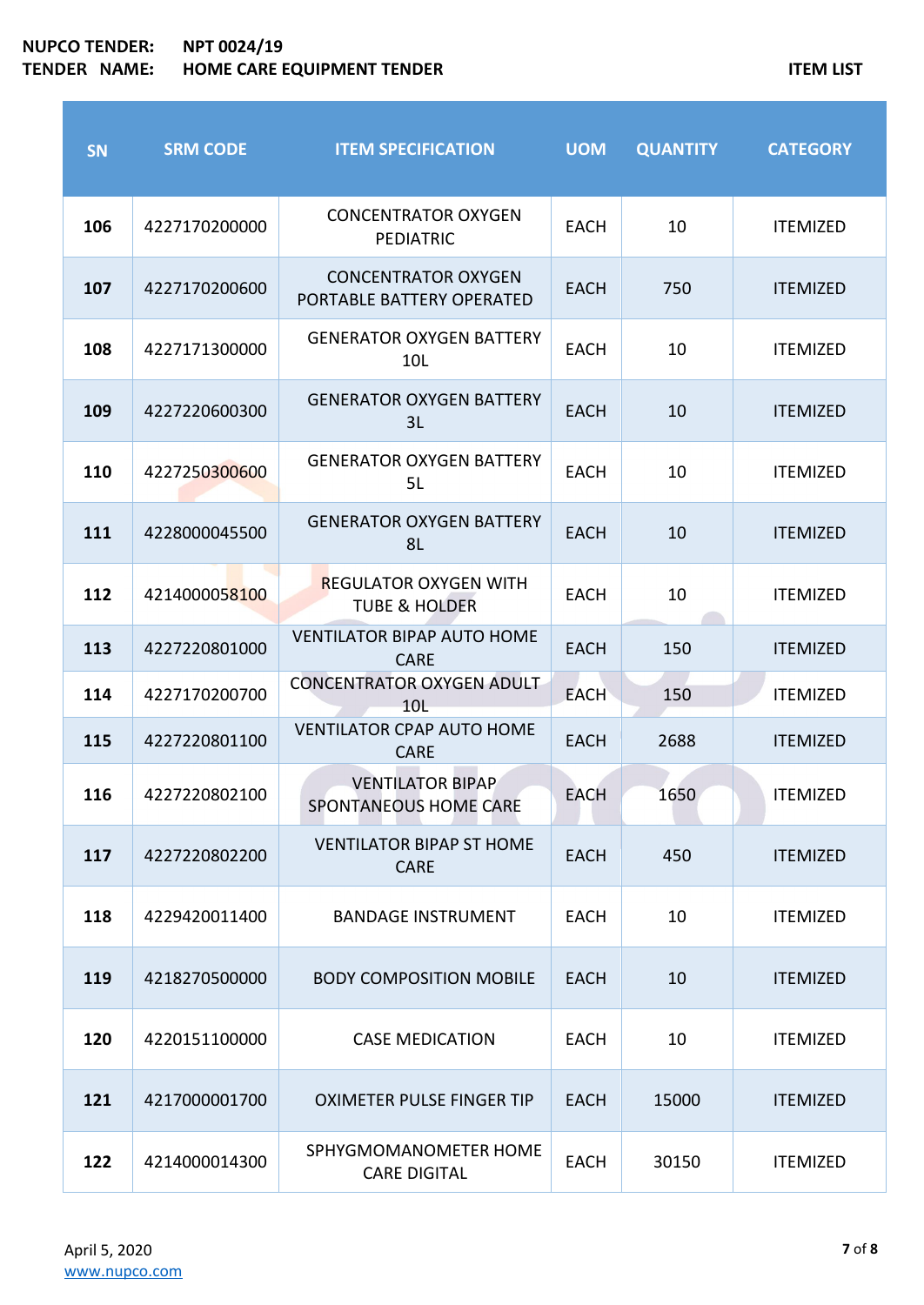**NUPCO TENDER:** NPT 0024/19
**TENDER NAME:** HOME CARE EQUIPMENT TENDER

**ITEM LIST**

| SN | SRM CODE | ITEM SPECIFICATION | UOM | QUANTITY | CATEGORY |
|---|---|---|---|---|---|
| 106 | 4227170200000 | CONCENTRATOR OXYGEN PEDIATRIC | EACH | 10 | ITEMIZED |
| 107 | 4227170200600 | CONCENTRATOR OXYGEN PORTABLE BATTERY OPERATED | EACH | 750 | ITEMIZED |
| 108 | 4227171300000 | GENERATOR OXYGEN BATTERY 10L | EACH | 10 | ITEMIZED |
| 109 | 4227220600300 | GENERATOR OXYGEN BATTERY 3L | EACH | 10 | ITEMIZED |
| 110 | 4227250300600 | GENERATOR OXYGEN BATTERY 5L | EACH | 10 | ITEMIZED |
| 111 | 4228000045500 | GENERATOR OXYGEN BATTERY 8L | EACH | 10 | ITEMIZED |
| 112 | 4214000058100 | REGULATOR OXYGEN WITH TUBE & HOLDER | EACH | 10 | ITEMIZED |
| 113 | 4227220801000 | VENTILATOR BIPAP AUTO HOME CARE | EACH | 150 | ITEMIZED |
| 114 | 4227170200700 | CONCENTRATOR OXYGEN ADULT 10L | EACH | 150 | ITEMIZED |
| 115 | 4227220801100 | VENTILATOR CPAP AUTO HOME CARE | EACH | 2688 | ITEMIZED |
| 116 | 4227220802100 | VENTILATOR BIPAP SPONTANEOUS HOME CARE | EACH | 1650 | ITEMIZED |
| 117 | 4227220802200 | VENTILATOR BIPAP ST HOME CARE | EACH | 450 | ITEMIZED |
| 118 | 4229420011400 | BANDAGE INSTRUMENT | EACH | 10 | ITEMIZED |
| 119 | 4218270500000 | BODY COMPOSITION MOBILE | EACH | 10 | ITEMIZED |
| 120 | 4220151100000 | CASE MEDICATION | EACH | 10 | ITEMIZED |
| 121 | 4217000001700 | OXIMETER PULSE FINGER TIP | EACH | 15000 | ITEMIZED |
| 122 | 4214000014300 | SPHYGMOMANOMETER HOME CARE DIGITAL | EACH | 30150 | ITEMIZED |

April 5, 2020
www.nupco.com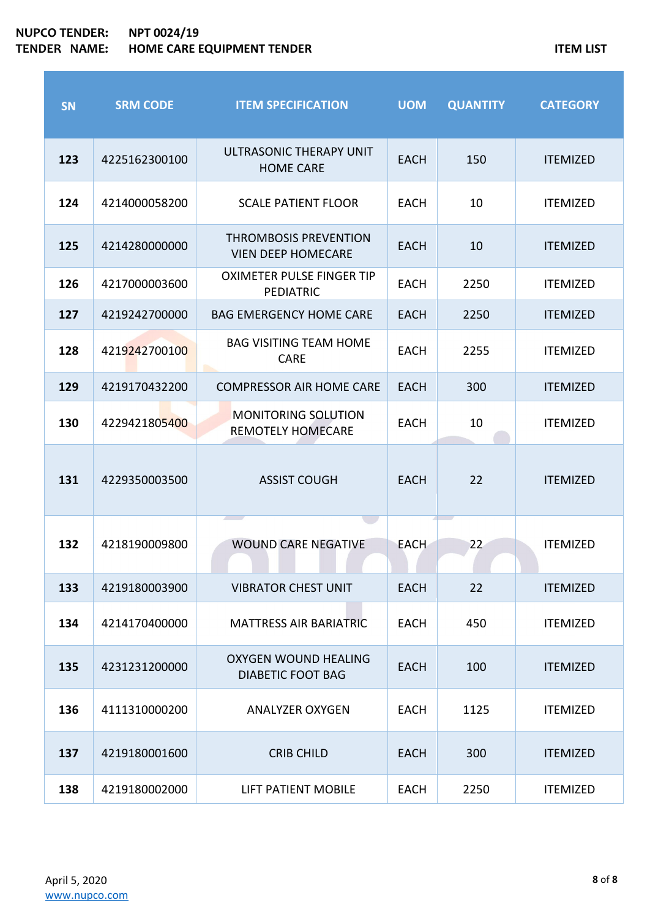NUPCO TENDER: NPT 0024/19
TENDER NAME: HOME CARE EQUIPMENT TENDER

ITEM LIST

| SN | SRM CODE | ITEM SPECIFICATION | UOM | QUANTITY | CATEGORY |
|---|---|---|---|---|---|
| **123** | 4225162300100 | ULTRASONIC THERAPY UNIT HOME CARE | EACH | 150 | ITEMIZED |
| **124** | 4214000058200 | SCALE PATIENT FLOOR | EACH | 10 | ITEMIZED |
| **125** | 4214280000000 | THROMBOSIS PREVENTION VIEN DEEP HOMECARE | EACH | 10 | ITEMIZED |
| **126** | 4217000003600 | OXIMETER PULSE FINGER TIP PEDIATRIC | EACH | 2250 | ITEMIZED |
| **127** | 4219242700000 | BAG EMERGENCY HOME CARE | EACH | 2250 | ITEMIZED |
| **128** | 4219242700100 | BAG VISITING TEAM HOME CARE | EACH | 2255 | ITEMIZED |
| **129** | 4219170432200 | COMPRESSOR AIR HOME CARE | EACH | 300 | ITEMIZED |
| **130** | 4229421805400 | MONITORING SOLUTION REMOTELY HOMECARE | EACH | 10 | ITEMIZED |
| **131** | 4229350003500 | ASSIST COUGH | EACH | 22 | ITEMIZED |
| **132** | 4218190009800 | WOUND CARE NEGATIVE | EACH | 22 | ITEMIZED |
| **133** | 4219180003900 | VIBRATOR CHEST UNIT | EACH | 22 | ITEMIZED |
| **134** | 4214170400000 | MATTRESS AIR BARIATRIC | EACH | 450 | ITEMIZED |
| **135** | 4231231200000 | OXYGEN WOUND HEALING DIABETIC FOOT BAG | EACH | 100 | ITEMIZED |
| **136** | 4111310000200 | ANALYZER OXYGEN | EACH | 1125 | ITEMIZED |
| **137** | 4219180001600 | CRIB CHILD | EACH | 300 | ITEMIZED |
| **138** | 4219180002000 | LIFT PATIENT MOBILE | EACH | 2250 | ITEMIZED |

April 5, 2020
www.nupco.com